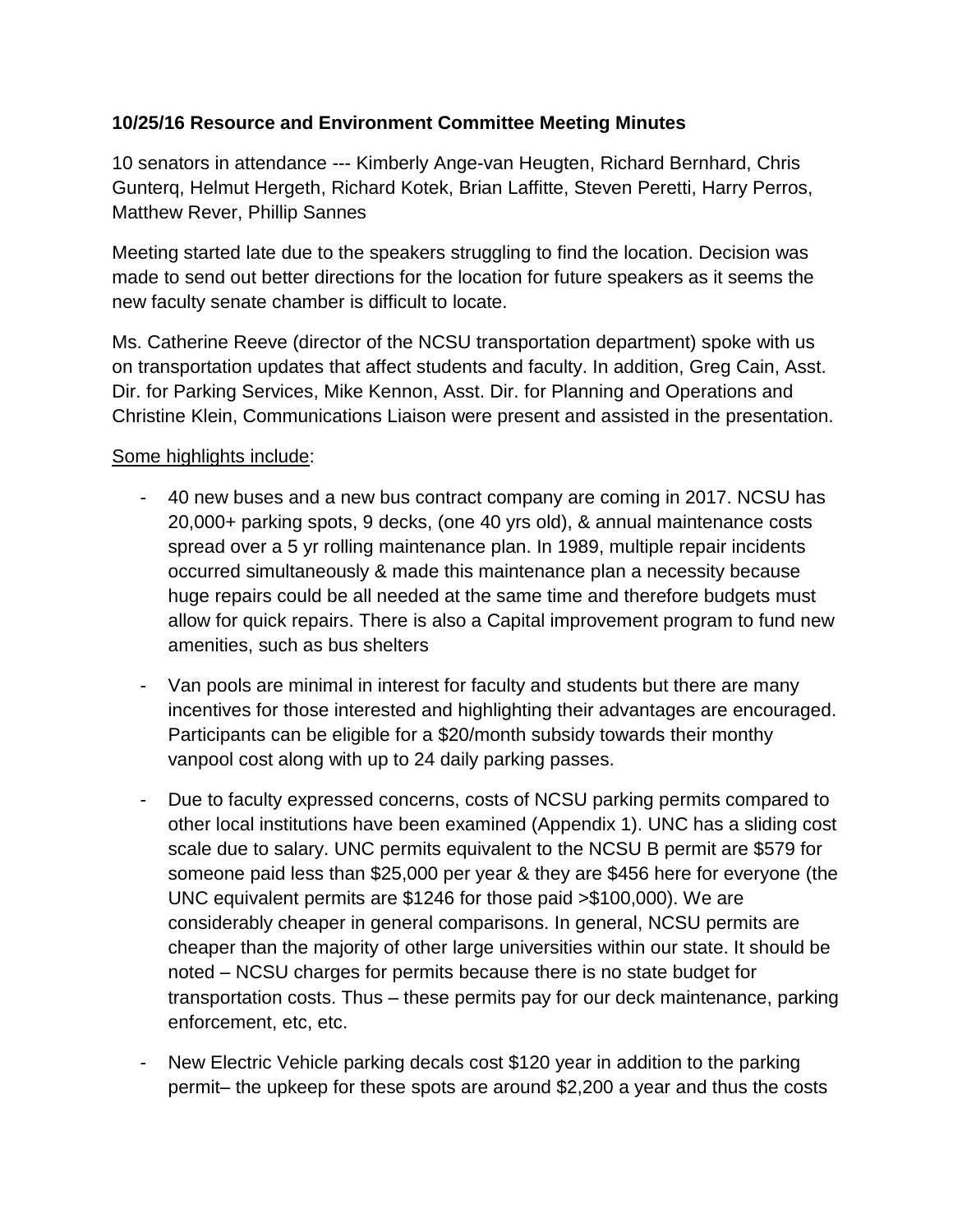**10/25/16 Resource and Environment Committee Meeting Minutes**

10 senators in attendance --- Kimberly Ange-van Heugten, Richard Bernhard, Chris Gunterq, Helmut Hergeth, Richard Kotek, Brian Laffitte, Steven Peretti, Harry Perros, Matthew Rever, Phillip Sannes

Meeting started late due to the speakers struggling to find the location. Decision was made to send out better directions for the location for future speakers as it seems the new faculty senate chamber is difficult to locate.

Ms. Catherine Reeve (director of the NCSU transportation department) spoke with us on transportation updates that affect students and faculty. In addition, Greg Cain, Asst. Dir. for Parking Services, Mike Kennon, Asst. Dir. for Planning and Operations and Christine Klein, Communications Liaison were present and assisted in the presentation.

<u>Some highlights include</u>:

- 40 new buses and a new bus contract company are coming in 2017. NCSU has 20,000+ parking spots, 9 decks, (one 40 yrs old), & annual maintenance costs spread over a 5 yr rolling maintenance plan. In 1989, multiple repair incidents occurred simultaneously & made this maintenance plan a necessity because huge repairs could be all needed at the same time and therefore budgets must allow for quick repairs. There is also a Capital improvement program to fund new amenities, such as bus shelters

- Van pools are minimal in interest for faculty and students but there are many incentives for those interested and highlighting their advantages are encouraged. Participants can be eligible for a $20/month subsidy towards their monthy vanpool cost along with up to 24 daily parking passes.

- Due to faculty expressed concerns, costs of NCSU parking permits compared to other local institutions have been examined (Appendix 1). UNC has a sliding cost scale due to salary. UNC permits equivalent to the NCSU B permit are $579 for someone paid less than $25,000 per year & they are $456 here for everyone (the UNC equivalent permits are $1246 for those paid >$100,000). We are considerably cheaper in general comparisons. In general, NCSU permits are cheaper than the majority of other large universities within our state. It should be noted – NCSU charges for permits because there is no state budget for transportation costs. Thus – these permits pay for our deck maintenance, parking enforcement, etc, etc.

- New Electric Vehicle parking decals cost $120 year in addition to the parking permit– the upkeep for these spots are around $2,200 a year and thus the costs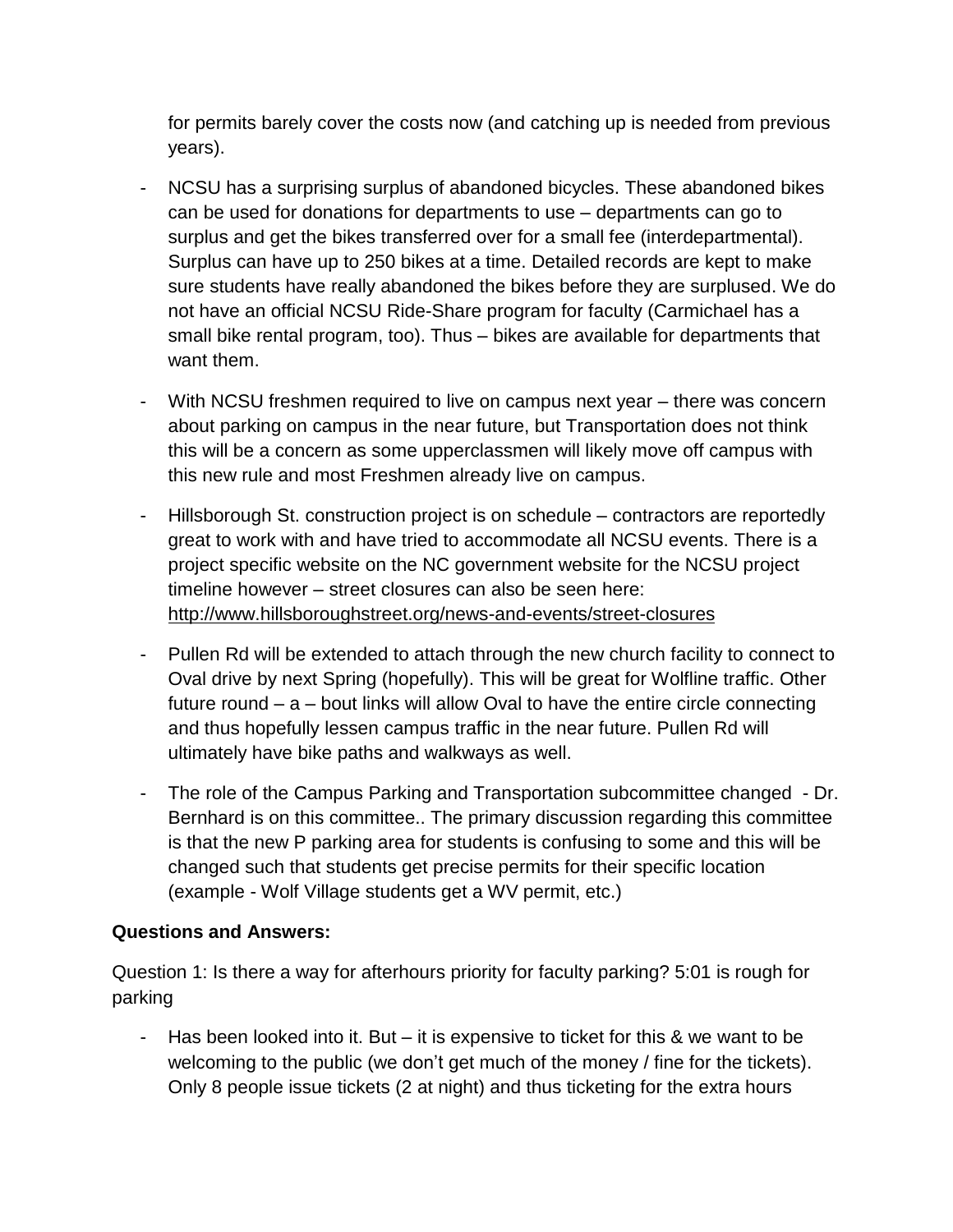for permits barely cover the costs now (and catching up is needed from previous years).

- NCSU has a surprising surplus of abandoned bicycles. These abandoned bikes can be used for donations for departments to use – departments can go to surplus and get the bikes transferred over for a small fee (interdepartmental). Surplus can have up to 250 bikes at a time. Detailed records are kept to make sure students have really abandoned the bikes before they are surplused. We do not have an official NCSU Ride-Share program for faculty (Carmichael has a small bike rental program, too). Thus – bikes are available for departments that want them.
- With NCSU freshmen required to live on campus next year – there was concern about parking on campus in the near future, but Transportation does not think this will be a concern as some upperclassmen will likely move off campus with this new rule and most Freshmen already live on campus.
- Hillsborough St. construction project is on schedule – contractors are reportedly great to work with and have tried to accommodate all NCSU events. There is a project specific website on the NC government website for the NCSU project timeline however – street closures can also be seen here: http://www.hillsboroughstreet.org/news-and-events/street-closures
- Pullen Rd will be extended to attach through the new church facility to connect to Oval drive by next Spring (hopefully). This will be great for Wolfline traffic. Other future round – a – bout links will allow Oval to have the entire circle connecting and thus hopefully lessen campus traffic in the near future. Pullen Rd will ultimately have bike paths and walkways as well.
- The role of the Campus Parking and Transportation subcommittee changed - Dr. Bernhard is on this committee.. The primary discussion regarding this committee is that the new P parking area for students is confusing to some and this will be changed such that students get precise permits for their specific location (example - Wolf Village students get a WV permit, etc.)

**Questions and Answers:**

Question 1: Is there a way for afterhours priority for faculty parking? 5:01 is rough for parking

- Has been looked into it. But – it is expensive to ticket for this & we want to be welcoming to the public (we don't get much of the money / fine for the tickets). Only 8 people issue tickets (2 at night) and thus ticketing for the extra hours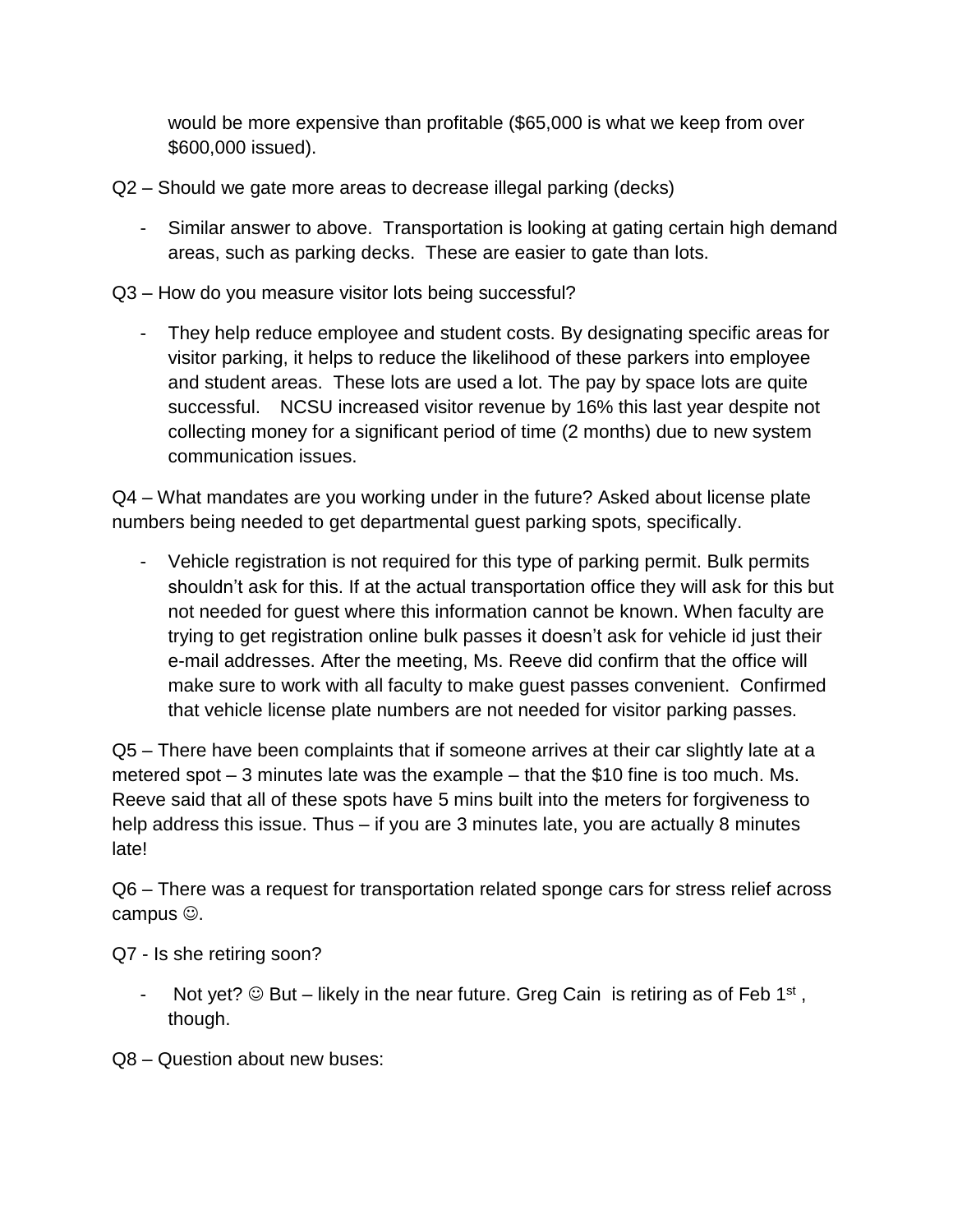would be more expensive than profitable ($65,000 is what we keep from over $600,000 issued).

Q2 – Should we gate more areas to decrease illegal parking (decks)

- Similar answer to above. Transportation is looking at gating certain high demand areas, such as parking decks. These are easier to gate than lots.

Q3 – How do you measure visitor lots being successful?

- They help reduce employee and student costs. By designating specific areas for visitor parking, it helps to reduce the likelihood of these parkers into employee and student areas. These lots are used a lot. The pay by space lots are quite successful. NCSU increased visitor revenue by 16% this last year despite not collecting money for a significant period of time (2 months) due to new system communication issues.

Q4 – What mandates are you working under in the future? Asked about license plate numbers being needed to get departmental guest parking spots, specifically.

- Vehicle registration is not required for this type of parking permit. Bulk permits shouldn't ask for this. If at the actual transportation office they will ask for this but not needed for guest where this information cannot be known. When faculty are trying to get registration online bulk passes it doesn't ask for vehicle id just their e-mail addresses. After the meeting, Ms. Reeve did confirm that the office will make sure to work with all faculty to make guest passes convenient. Confirmed that vehicle license plate numbers are not needed for visitor parking passes.

Q5 – There have been complaints that if someone arrives at their car slightly late at a metered spot – 3 minutes late was the example – that the $10 fine is too much. Ms. Reeve said that all of these spots have 5 mins built into the meters for forgiveness to help address this issue. Thus – if you are 3 minutes late, you are actually 8 minutes late!

Q6 – There was a request for transportation related sponge cars for stress relief across campus ☺.

Q7 - Is she retiring soon?

- Not yet? ☺ But – likely in the near future. Greg Cain is retiring as of Feb 1st, though.

Q8 – Question about new buses: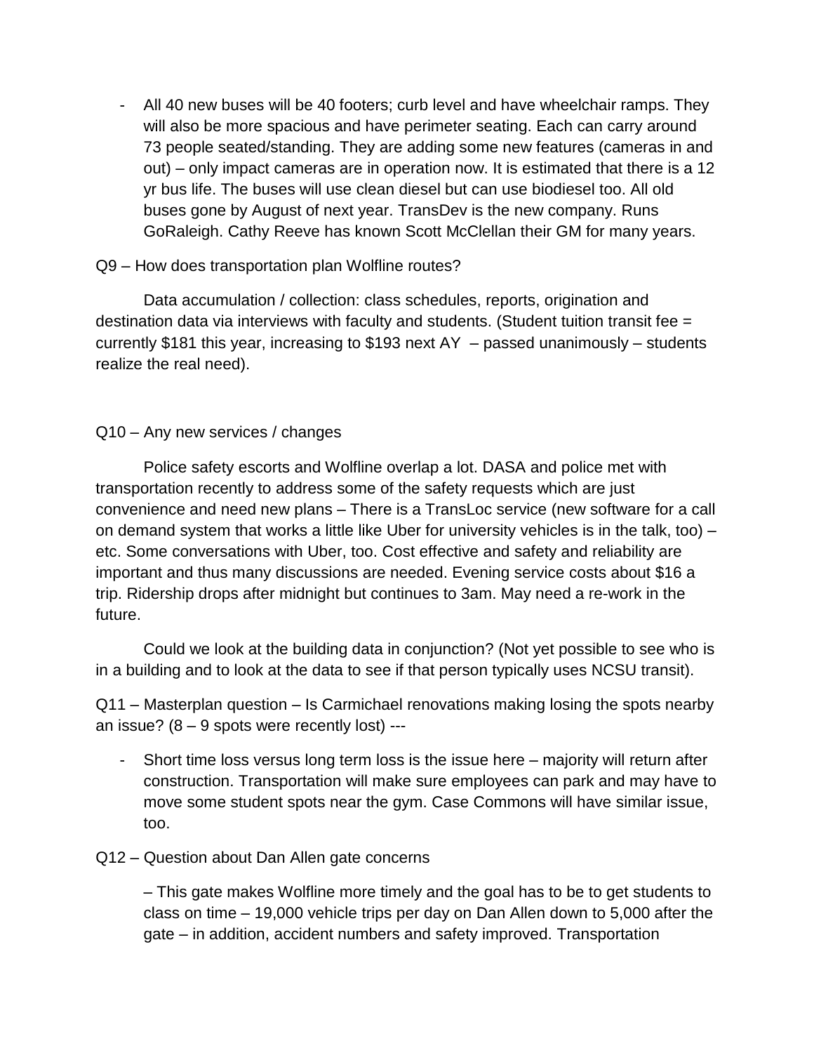- All 40 new buses will be 40 footers; curb level and have wheelchair ramps. They will also be more spacious and have perimeter seating. Each can carry around 73 people seated/standing. They are adding some new features (cameras in and out) – only impact cameras are in operation now. It is estimated that there is a 12 yr bus life. The buses will use clean diesel but can use biodiesel too. All old buses gone by August of next year. TransDev is the new company. Runs GoRaleigh. Cathy Reeve has known Scott McClellan their GM for many years.

Q9 – How does transportation plan Wolfline routes?

Data accumulation / collection: class schedules, reports, origination and destination data via interviews with faculty and students. (Student tuition transit fee = currently $181 this year, increasing to $193 next AY – passed unanimously – students realize the real need).

Q10 – Any new services / changes

Police safety escorts and Wolfline overlap a lot. DASA and police met with transportation recently to address some of the safety requests which are just convenience and need new plans – There is a TransLoc service (new software for a call on demand system that works a little like Uber for university vehicles is in the talk, too) – etc. Some conversations with Uber, too. Cost effective and safety and reliability are important and thus many discussions are needed. Evening service costs about $16 a trip. Ridership drops after midnight but continues to 3am. May need a re-work in the future.

Could we look at the building data in conjunction? (Not yet possible to see who is in a building and to look at the data to see if that person typically uses NCSU transit).

Q11 – Masterplan question – Is Carmichael renovations making losing the spots nearby an issue? (8 – 9 spots were recently lost) ---

- Short time loss versus long term loss is the issue here – majority will return after construction. Transportation will make sure employees can park and may have to move some student spots near the gym. Case Commons will have similar issue, too.

Q12 – Question about Dan Allen gate concerns

– This gate makes Wolfline more timely and the goal has to be to get students to class on time – 19,000 vehicle trips per day on Dan Allen down to 5,000 after the gate – in addition, accident numbers and safety improved. Transportation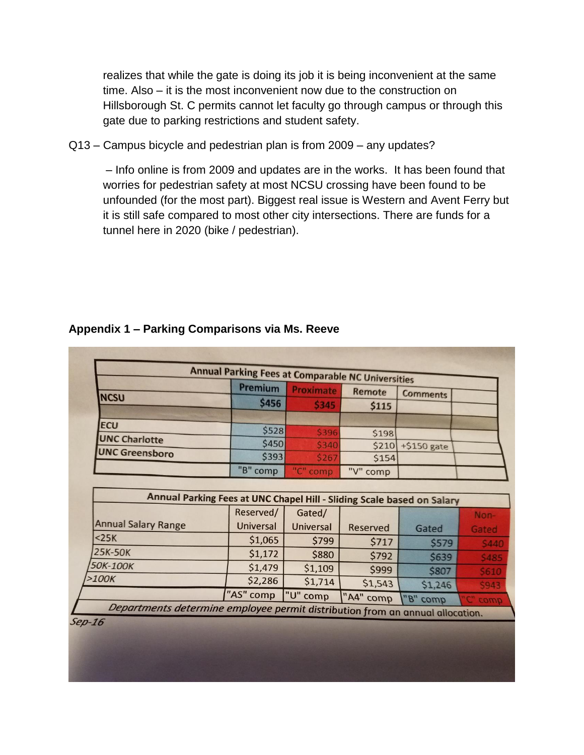realizes that while the gate is doing its job it is being inconvenient at the same time. Also – it is the most inconvenient now due to the construction on Hillsborough St. C permits cannot let faculty go through campus or through this gate due to parking restrictions and student safety.

Q13 – Campus bicycle and pedestrian plan is from 2009 – any updates?

– Info online is from 2009 and updates are in the works. It has been found that worries for pedestrian safety at most NCSU crossing have been found to be unfounded (for the most part). Biggest real issue is Western and Avent Ferry but it is still safe compared to most other city intersections. There are funds for a tunnel here in 2020 (bike / pedestrian).

**Appendix 1 – Parking Comparisons via Ms. Reeve**

**Annual Parking Fees at Comparable NC Universities**

| | Premium | Proximate | Remote | Comments | |
|---|---|---|---|---|---|
| NCSU | $456 | $345 | $115 | | |
| | | | | | |
| ECU | $528 | $396 | $198 | | |
| UNC Charlotte | $450 | $340 | $210 | +$150 gate | |
| UNC Greensboro | $393 | $267 | $154 | | |
| | "B" comp | "C" comp | "V" comp | | |

**Annual Parking Fees at UNC Chapel Hill - Sliding Scale based on Salary**

| Annual Salary Range | Reserved/ Universal | Gated/ Universal | Reserved | Gated | Non-Gated |
|---|---|---|---|---|---|
| <25K | $1,065 | $799 | $717 | $579 | $440 |
| 25K-50K | $1,172 | $880 | $792 | $639 | $485 |
| 50K-100K | $1,479 | $1,109 | $999 | $807 | $610 |
| >100K | $2,286 | $1,714 | $1,543 | $1,246 | $943 |
| | "AS" comp | "U" comp | "A4" comp | "B" comp | "C" comp |

*Departments determine employee permit distribution from an annual allocation.*

*Sep-16*